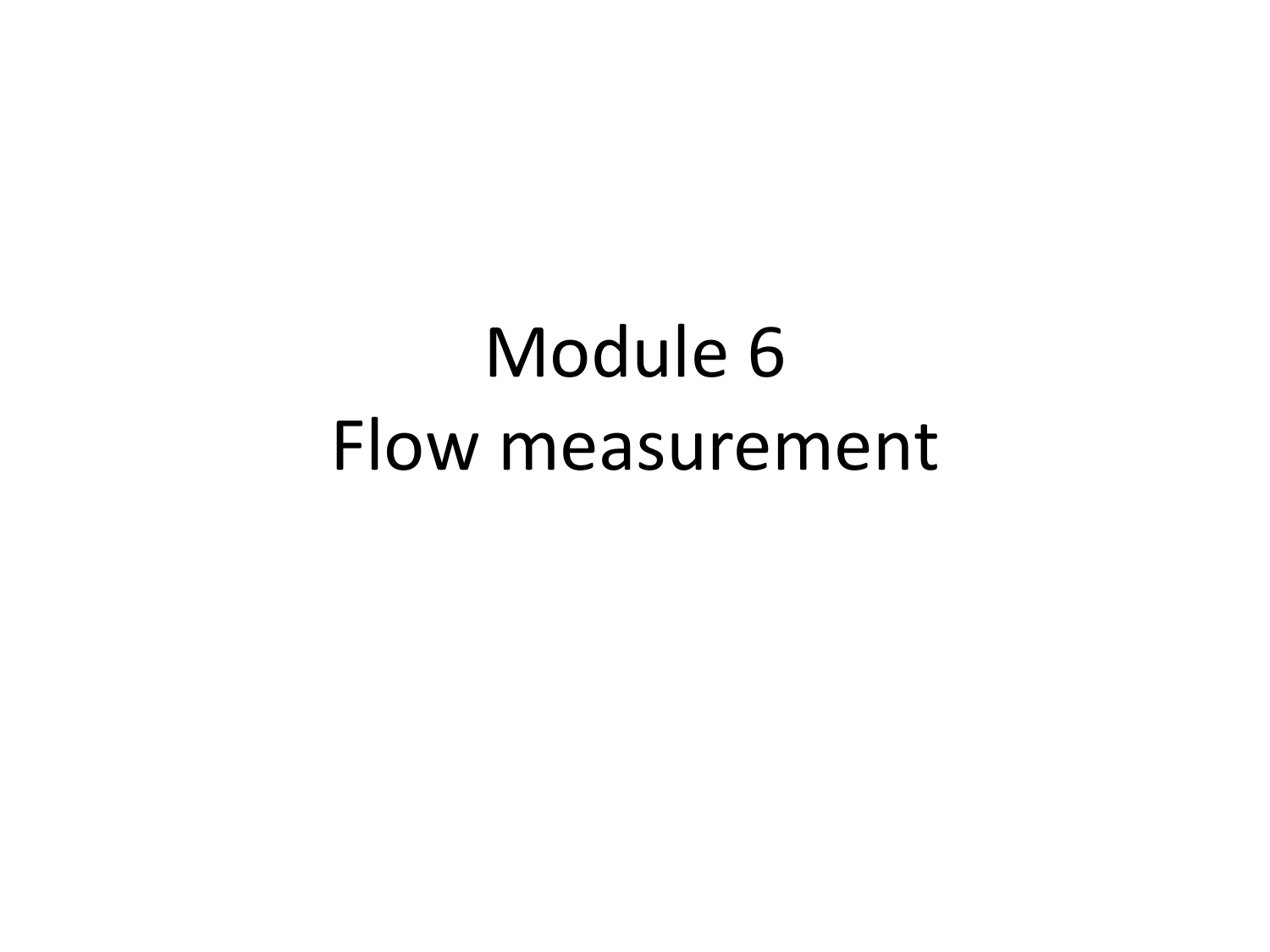# Module 6
# Flow measurement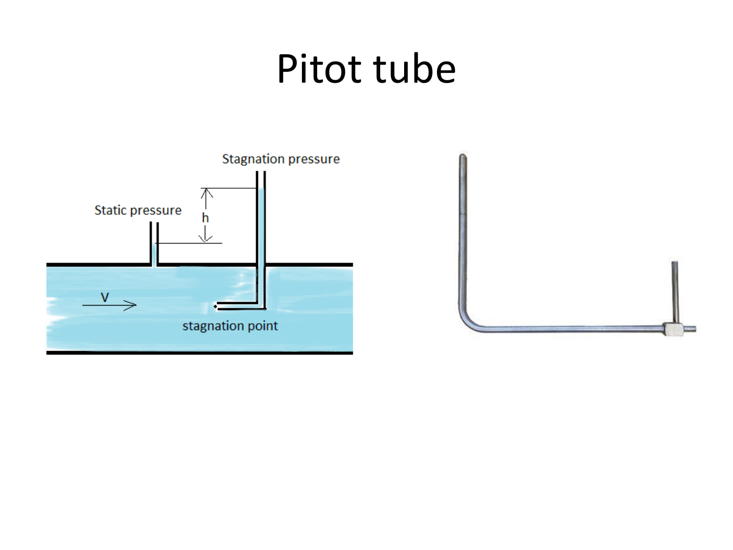# Pitot tube

Static pressure

Stagnation pressure

$h$

V

stagnation point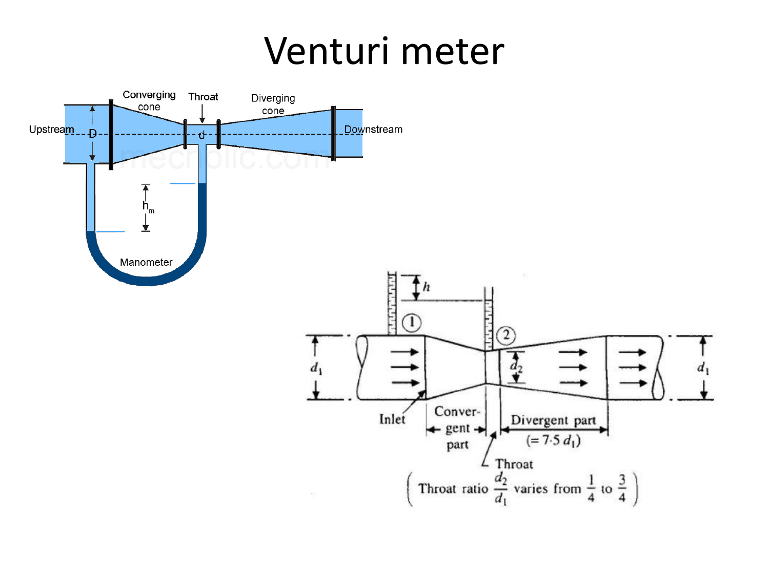# Venturi meter

Converging cone

Throat

Diverging cone

Upstream

D

d

Downstream

$h_m$

Manometer

$h$

①

②

$d_1$

$d_2$

$d_1$

Inlet

Convergent part

Divergent part ($= 7{\cdot}5\, d_1$)

Throat

(Throat ratio $\frac{d_2}{d_1}$ varies from $\frac{1}{4}$ to $\frac{3}{4}$)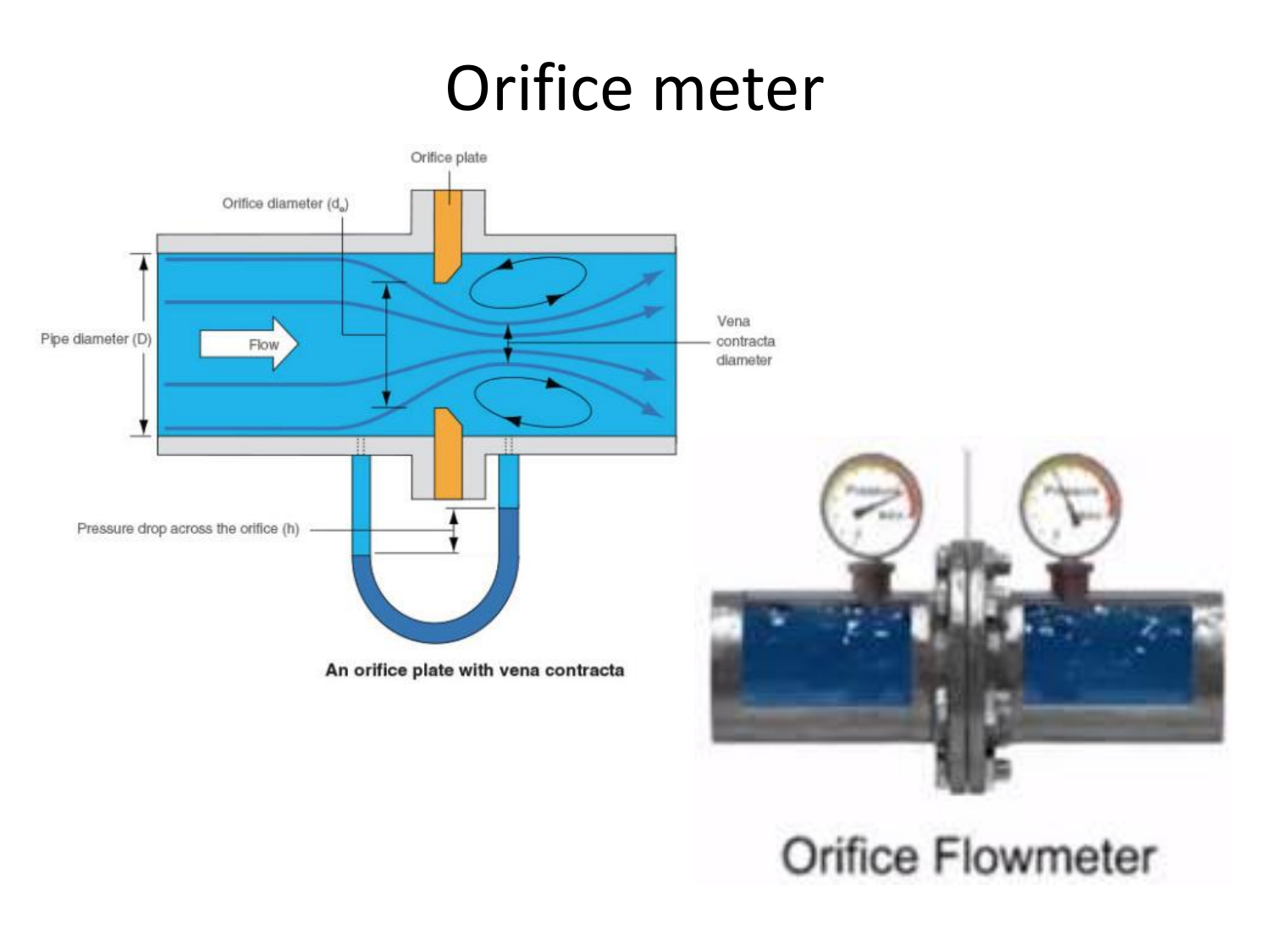# Orifice meter

Orifice plate

Orifice diameter ($d_o$)

Pipe diameter (D)

Flow

Vena contracta diameter

Pressure drop across the orifice (h)

**An orifice plate with vena contracta**

Orifice Flowmeter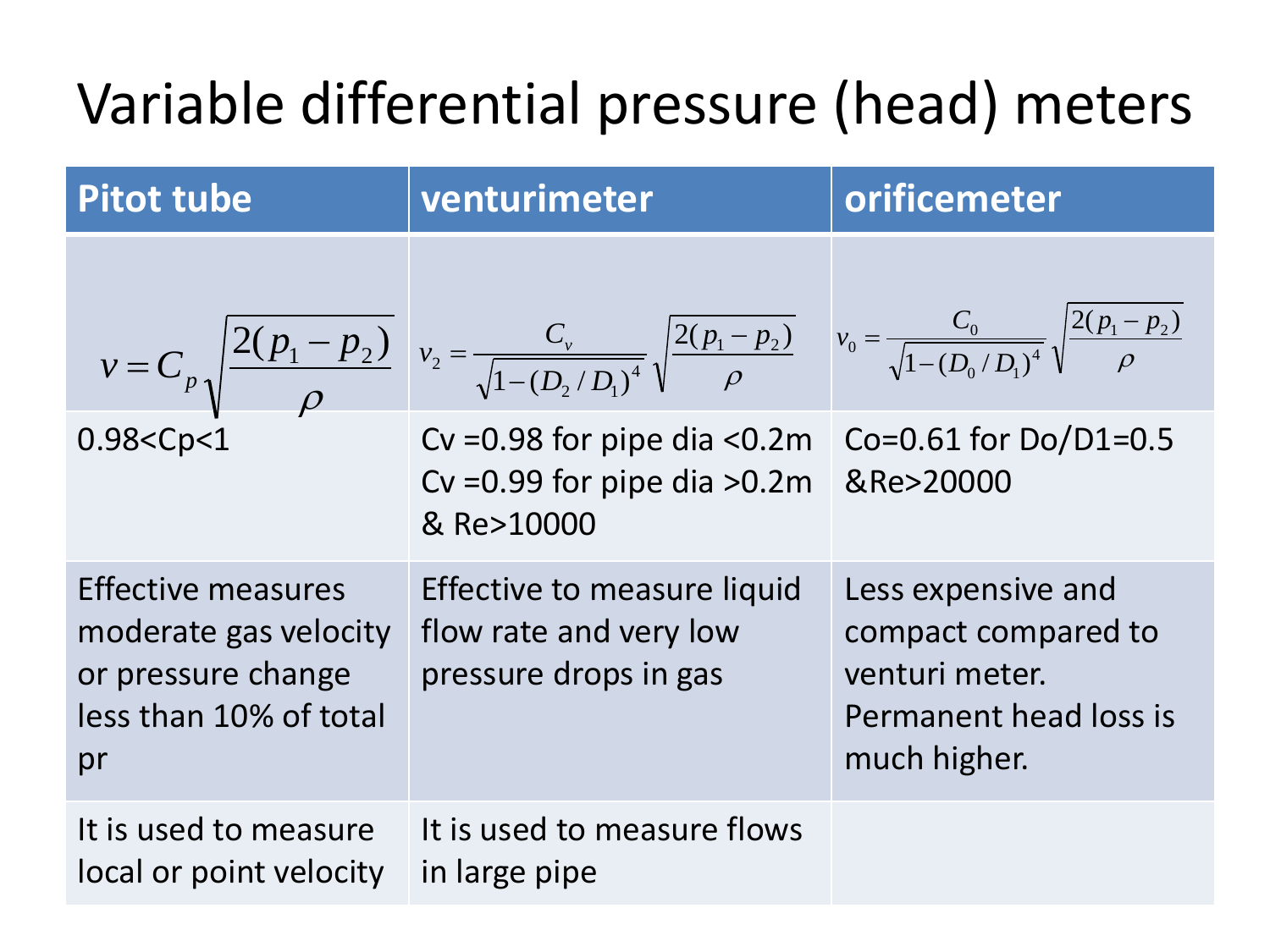# Variable differential pressure (head) meters

| Pitot tube | venturimeter | orificemeter |
|---|---|---|
| $v = C_p \sqrt{\dfrac{2(p_1 - p_2)}{\rho}}$ | $v_2 = \dfrac{C_v}{\sqrt{1-(D_2/D_1)^4}} \sqrt{\dfrac{2(p_1 - p_2)}{\rho}}$ | $v_0 = \dfrac{C_0}{\sqrt{1-(D_0/D_1)^4}} \sqrt{\dfrac{2(p_1 - p_2)}{\rho}}$ |
| 0.98<Cp<1 | Cv =0.98 for pipe dia <0.2m<br>Cv =0.99 for pipe dia >0.2m & Re>10000 | Co=0.61 for Do/D1=0.5 &Re>20000 |
| Effective measures moderate gas velocity or pressure change less than 10% of total pr | Effective to measure liquid flow rate and very low pressure drops in gas | Less expensive and compact compared to venturi meter. Permanent head loss is much higher. |
| It is used to measure local or point velocity | It is used to measure flows in large pipe | |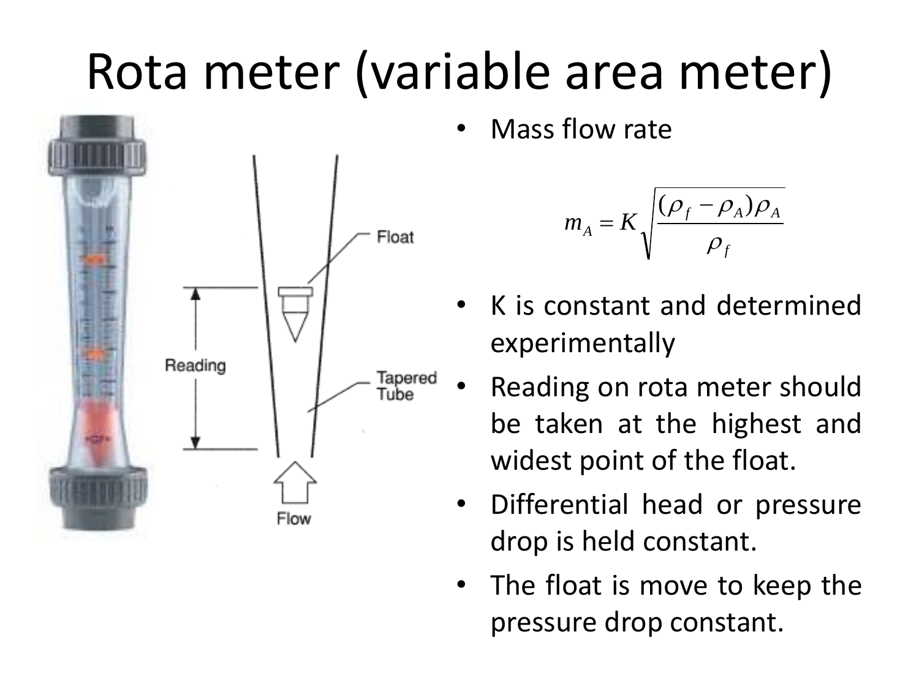# Rota meter (variable area meter)

- Mass flow rate

$$m_A = K\sqrt{\frac{(\rho_f - \rho_A)\rho_A}{\rho_f}}$$

- K is constant and determined experimentally
- Reading on rota meter should be taken at the highest and widest point of the float.
- Differential head or pressure drop is held constant.
- The float is move to keep the pressure drop constant.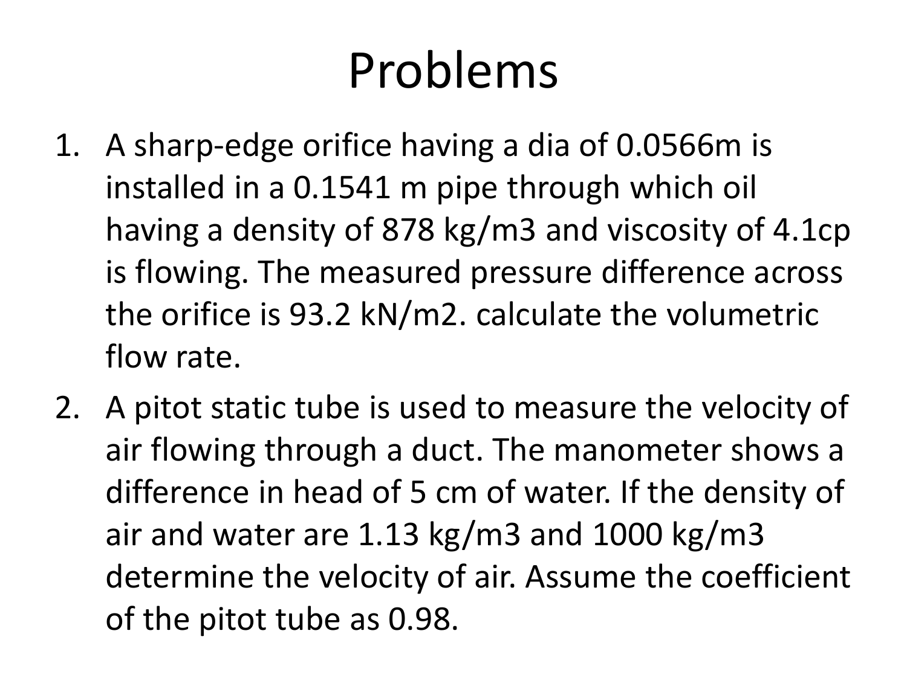# Problems

1. A sharp-edge orifice having a dia of 0.0566m is installed in a 0.1541 m pipe through which oil having a density of 878 kg/m3 and viscosity of 4.1cp is flowing. The measured pressure difference across the orifice is 93.2 kN/m2. calculate the volumetric flow rate.
2. A pitot static tube is used to measure the velocity of air flowing through a duct. The manometer shows a difference in head of 5 cm of water. If the density of air and water are 1.13 kg/m3 and 1000 kg/m3 determine the velocity of air. Assume the coefficient of the pitot tube as 0.98.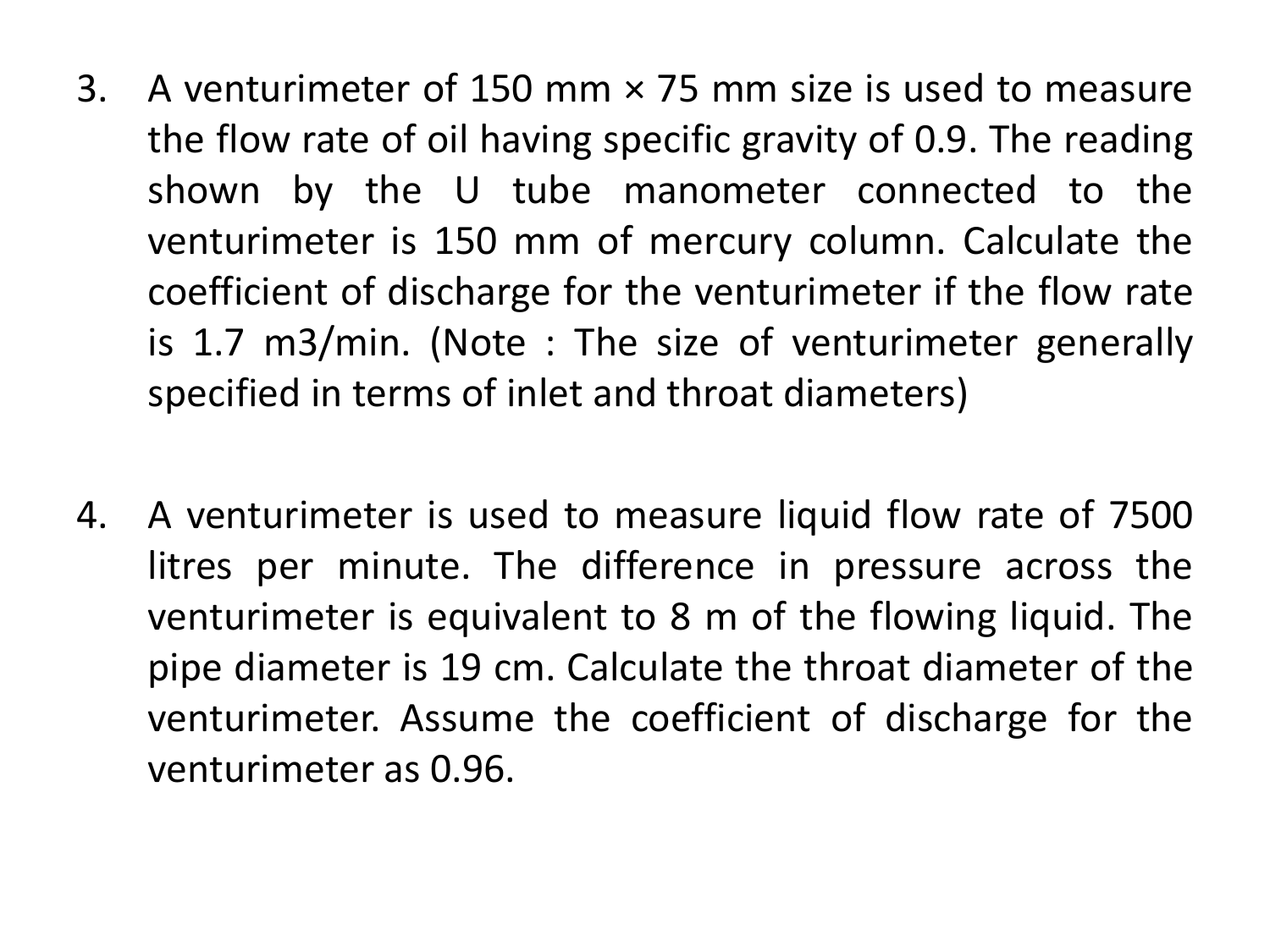3. A venturimeter of 150 mm × 75 mm size is used to measure the flow rate of oil having specific gravity of 0.9. The reading shown by the U tube manometer connected to the venturimeter is 150 mm of mercury column. Calculate the coefficient of discharge for the venturimeter if the flow rate is 1.7 m3/min. (Note : The size of venturimeter generally specified in terms of inlet and throat diameters)

4. A venturimeter is used to measure liquid flow rate of 7500 litres per minute. The difference in pressure across the venturimeter is equivalent to 8 m of the flowing liquid. The pipe diameter is 19 cm. Calculate the throat diameter of the venturimeter. Assume the coefficient of discharge for the venturimeter as 0.96.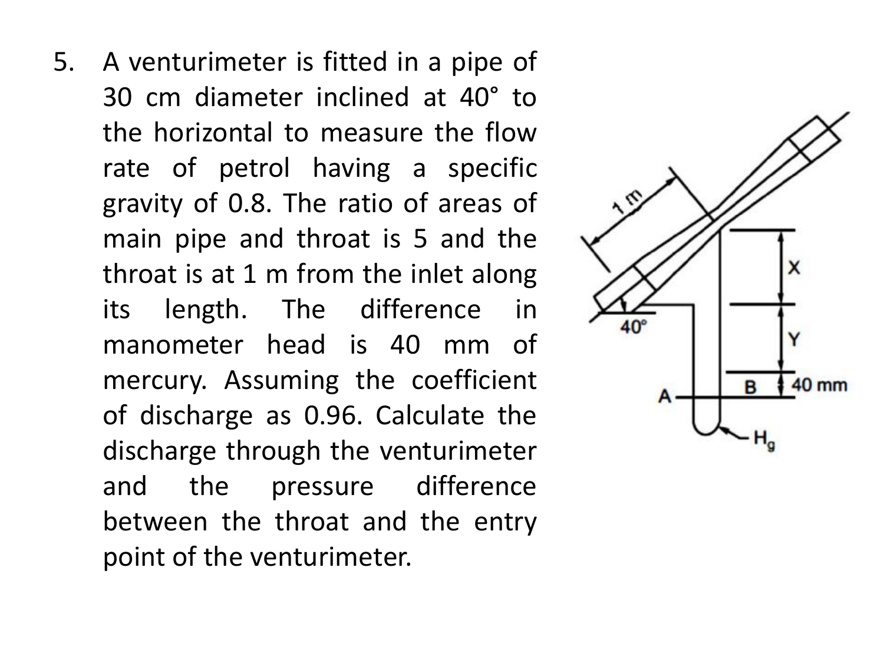5. A venturimeter is fitted in a pipe of 30 cm diameter inclined at 40° to the horizontal to measure the flow rate of petrol having a specific gravity of 0.8. The ratio of areas of main pipe and throat is 5 and the throat is at 1 m from the inlet along its length. The difference in manometer head is 40 mm of mercury. Assuming the coefficient of discharge as 0.96. Calculate the discharge through the venturimeter and the pressure difference between the throat and the entry point of the venturimeter.

1 m

40°

X

Y

A

B

40 mm

$H_g$